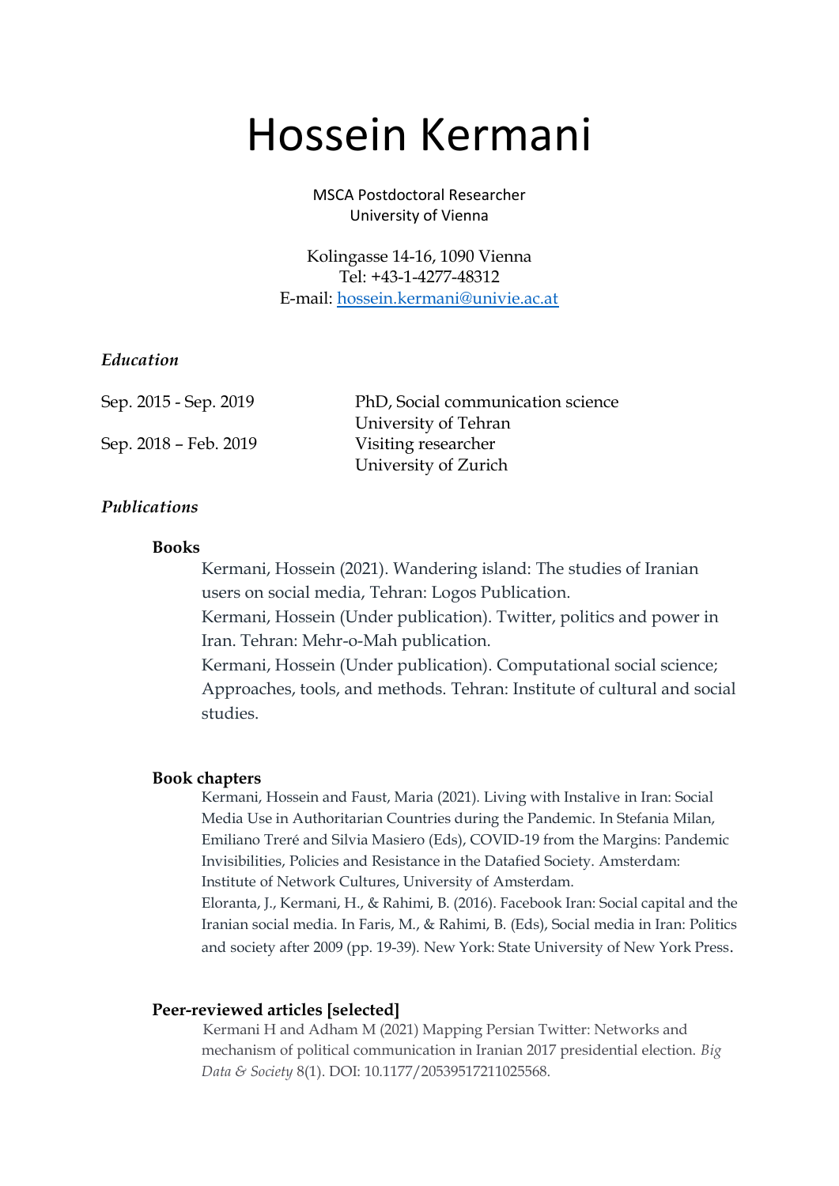# Hossein Kermani

MSCA Postdoctoral Researcher
University of Vienna

Kolingasse 14-16, 1090 Vienna
Tel: +43-1-4277-48312
E-mail: hossein.kermani@univie.ac.at

## *Education*

| | |
|---|---|
| Sep. 2015 - Sep. 2019 | PhD, Social communication science<br>University of Tehran |
| Sep. 2018 – Feb. 2019 | Visiting researcher<br>University of Zurich |

## *Publications*

### Books

Kermani, Hossein (2021). Wandering island: The studies of Iranian users on social media, Tehran: Logos Publication.

Kermani, Hossein (Under publication). Twitter, politics and power in Iran. Tehran: Mehr-o-Mah publication.

Kermani, Hossein (Under publication). Computational social science; Approaches, tools, and methods. Tehran: Institute of cultural and social studies.

### Book chapters

Kermani, Hossein and Faust, Maria (2021). Living with Instalive in Iran: Social Media Use in Authoritarian Countries during the Pandemic. In Stefania Milan, Emiliano Treré and Silvia Masiero (Eds), COVID-19 from the Margins: Pandemic Invisibilities, Policies and Resistance in the Datafied Society. Amsterdam: Institute of Network Cultures, University of Amsterdam.

Eloranta, J., Kermani, H., & Rahimi, B. (2016). Facebook Iran: Social capital and the Iranian social media. In Faris, M., & Rahimi, B. (Eds), Social media in Iran: Politics and society after 2009 (pp. 19-39). New York: State University of New York Press.

### Peer-reviewed articles [selected]

Kermani H and Adham M (2021) Mapping Persian Twitter: Networks and mechanism of political communication in Iranian 2017 presidential election. *Big Data & Society* 8(1). DOI: 10.1177/20539517211025568.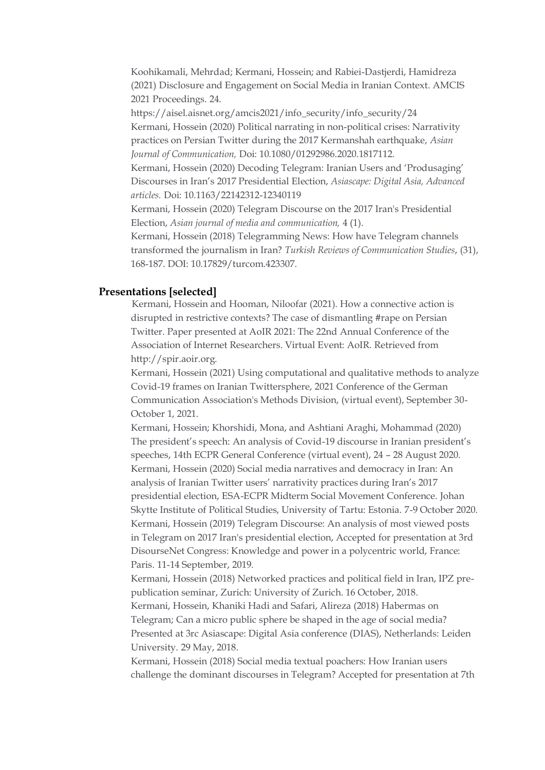Koohikamali, Mehrdad; Kermani, Hossein; and Rabiei-Dastjerdi, Hamidreza (2021) Disclosure and Engagement on Social Media in Iranian Context. AMCIS 2021 Proceedings. 24. https://aisel.aisnet.org/amcis2021/info_security/info_security/24

Kermani, Hossein (2020) Political narrating in non-political crises: Narrativity practices on Persian Twitter during the 2017 Kermanshah earthquake, *Asian Journal of Communication,* Doi: 10.1080/01292986.2020.1817112.

Kermani, Hossein (2020) Decoding Telegram: Iranian Users and 'Produsaging' Discourses in Iran's 2017 Presidential Election, *Asiascape: Digital Asia, Advanced articles.* Doi: 10.1163/22142312-12340119

Kermani, Hossein (2020) Telegram Discourse on the 2017 Iran's Presidential Election, *Asian journal of media and communication,* 4 (1).

Kermani, Hossein (2018) Telegramming News: How have Telegram channels transformed the journalism in Iran? *Turkish Reviews of Communication Studies*, (31), 168-187. DOI: 10.17829/turcom.423307.

## Presentations [selected]

Kermani, Hossein and Hooman, Niloofar (2021). How a connective action is disrupted in restrictive contexts? The case of dismantling #rape on Persian Twitter. Paper presented at AoIR 2021: The 22nd Annual Conference of the Association of Internet Researchers. Virtual Event: AoIR. Retrieved from http://spir.aoir.org.

Kermani, Hossein (2021) Using computational and qualitative methods to analyze Covid-19 frames on Iranian Twittersphere, 2021 Conference of the German Communication Association's Methods Division, (virtual event), September 30-October 1, 2021.

Kermani, Hossein; Khorshidi, Mona, and Ashtiani Araghi, Mohammad (2020) The president's speech: An analysis of Covid-19 discourse in Iranian president's speeches, 14th ECPR General Conference (virtual event), 24 – 28 August 2020.

Kermani, Hossein (2020) Social media narratives and democracy in Iran: An analysis of Iranian Twitter users' narrativity practices during Iran's 2017 presidential election, ESA-ECPR Midterm Social Movement Conference. Johan Skytte Institute of Political Studies, University of Tartu: Estonia. 7-9 October 2020.

Kermani, Hossein (2019) Telegram Discourse: An analysis of most viewed posts in Telegram on 2017 Iran's presidential election, Accepted for presentation at 3rd DisourseNet Congress: Knowledge and power in a polycentric world, France: Paris. 11-14 September, 2019.

Kermani, Hossein (2018) Networked practices and political field in Iran, IPZ pre-publication seminar, Zurich: University of Zurich. 16 October, 2018.

Kermani, Hossein, Khaniki Hadi and Safari, Alireza (2018) Habermas on Telegram; Can a micro public sphere be shaped in the age of social media? Presented at 3rc Asiascape: Digital Asia conference (DIAS), Netherlands: Leiden University. 29 May, 2018.

Kermani, Hossein (2018) Social media textual poachers: How Iranian users challenge the dominant discourses in Telegram? Accepted for presentation at 7th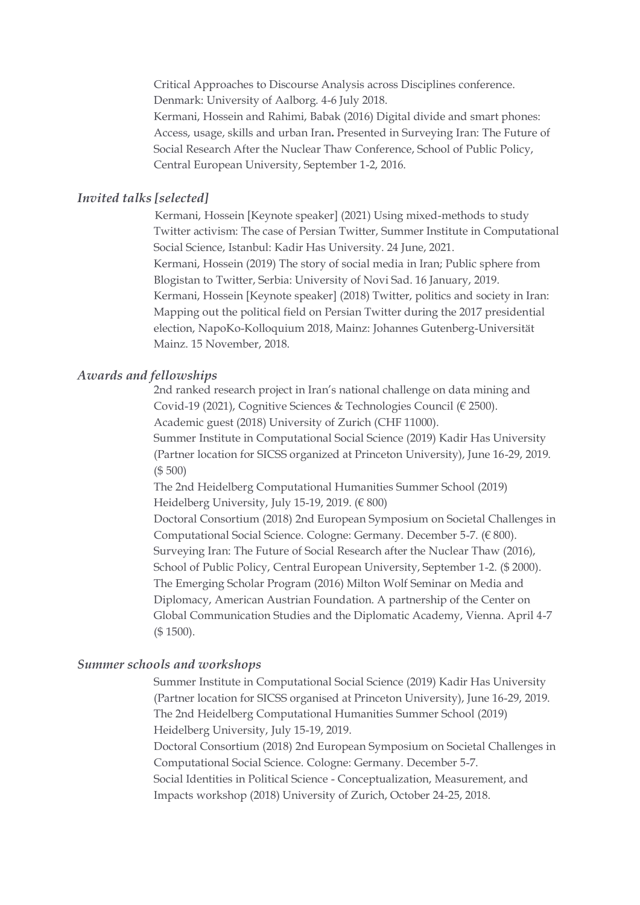Critical Approaches to Discourse Analysis across Disciplines conference. Denmark: University of Aalborg. 4-6 July 2018.

Kermani, Hossein and Rahimi, Babak (2016) Digital divide and smart phones: Access, usage, skills and urban Iran**.** Presented in Surveying Iran: The Future of Social Research After the Nuclear Thaw Conference, School of Public Policy, Central European University, September 1-2, 2016.

### *Invited talks [selected]*

Kermani, Hossein [Keynote speaker] (2021) Using mixed-methods to study Twitter activism: The case of Persian Twitter, Summer Institute in Computational Social Science, Istanbul: Kadir Has University. 24 June, 2021.

Kermani, Hossein (2019) The story of social media in Iran; Public sphere from Blogistan to Twitter, Serbia: University of Novi Sad. 16 January, 2019.

Kermani, Hossein [Keynote speaker] (2018) Twitter, politics and society in Iran: Mapping out the political field on Persian Twitter during the 2017 presidential election, NapoKo-Kolloquium 2018, Mainz: Johannes Gutenberg-Universität Mainz. 15 November, 2018.

### *Awards and fellowships*

2nd ranked research project in Iran's national challenge on data mining and Covid-19 (2021), Cognitive Sciences & Technologies Council (€ 2500).

Academic guest (2018) University of Zurich (CHF 11000).

Summer Institute in Computational Social Science (2019) Kadir Has University (Partner location for SICSS organized at Princeton University), June 16-29, 2019. ($ 500)

The 2nd Heidelberg Computational Humanities Summer School (2019) Heidelberg University, July 15-19, 2019. (€ 800)

Doctoral Consortium (2018) 2nd European Symposium on Societal Challenges in Computational Social Science. Cologne: Germany. December 5-7. (€ 800).

Surveying Iran: The Future of Social Research after the Nuclear Thaw (2016), School of Public Policy, Central European University, September 1-2. ($ 2000).

The Emerging Scholar Program (2016) Milton Wolf Seminar on Media and Diplomacy, American Austrian Foundation. A partnership of the Center on Global Communication Studies and the Diplomatic Academy, Vienna. April 4-7 ($ 1500).

### *Summer schools and workshops*

Summer Institute in Computational Social Science (2019) Kadir Has University (Partner location for SICSS organised at Princeton University), June 16-29, 2019.

The 2nd Heidelberg Computational Humanities Summer School (2019) Heidelberg University, July 15-19, 2019.

Doctoral Consortium (2018) 2nd European Symposium on Societal Challenges in Computational Social Science. Cologne: Germany. December 5-7.

Social Identities in Political Science - Conceptualization, Measurement, and Impacts workshop (2018) University of Zurich, October 24-25, 2018.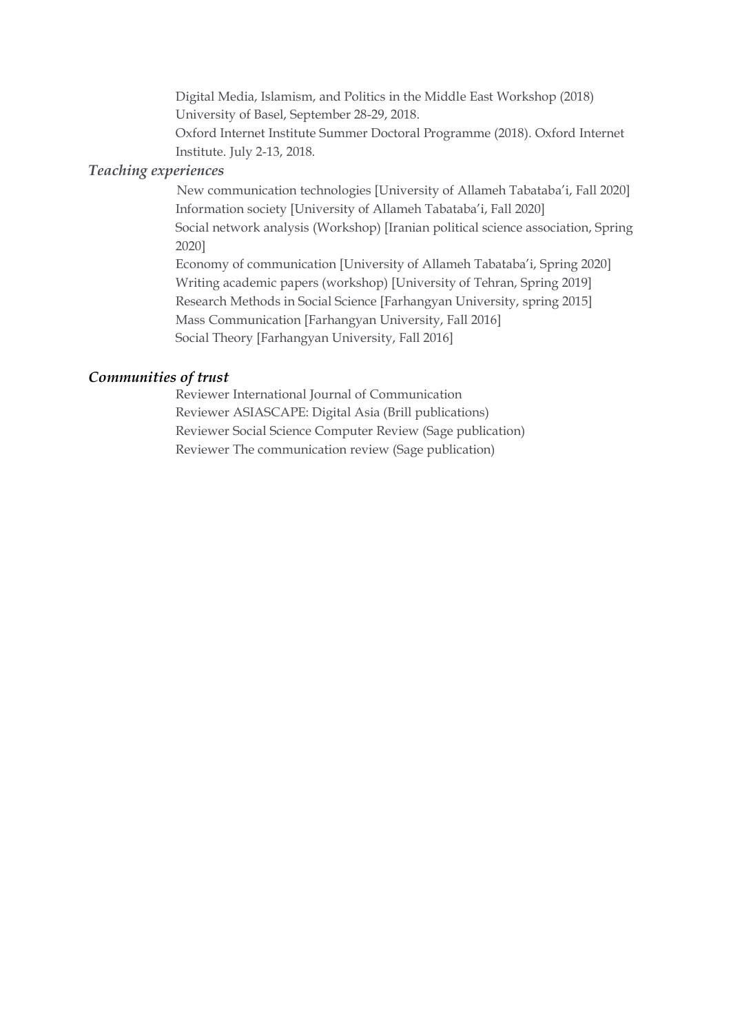Digital Media, Islamism, and Politics in the Middle East Workshop (2018)
University of Basel, September 28-29, 2018.

Oxford Internet Institute Summer Doctoral Programme (2018). Oxford Internet Institute. July 2-13, 2018.

### *Teaching experiences*

New communication technologies [University of Allameh Tabataba'i, Fall 2020]
Information society [University of Allameh Tabataba'i, Fall 2020]
Social network analysis (Workshop) [Iranian political science association, Spring 2020]
Economy of communication [University of Allameh Tabataba'i, Spring 2020]
Writing academic papers (workshop) [University of Tehran, Spring 2019]
Research Methods in Social Science [Farhangyan University, spring 2015]
Mass Communication [Farhangyan University, Fall 2016]
Social Theory [Farhangyan University, Fall 2016]

### *Communities of trust*

Reviewer International Journal of Communication
Reviewer ASIASCAPE: Digital Asia (Brill publications)
Reviewer Social Science Computer Review (Sage publication)
Reviewer The communication review (Sage publication)